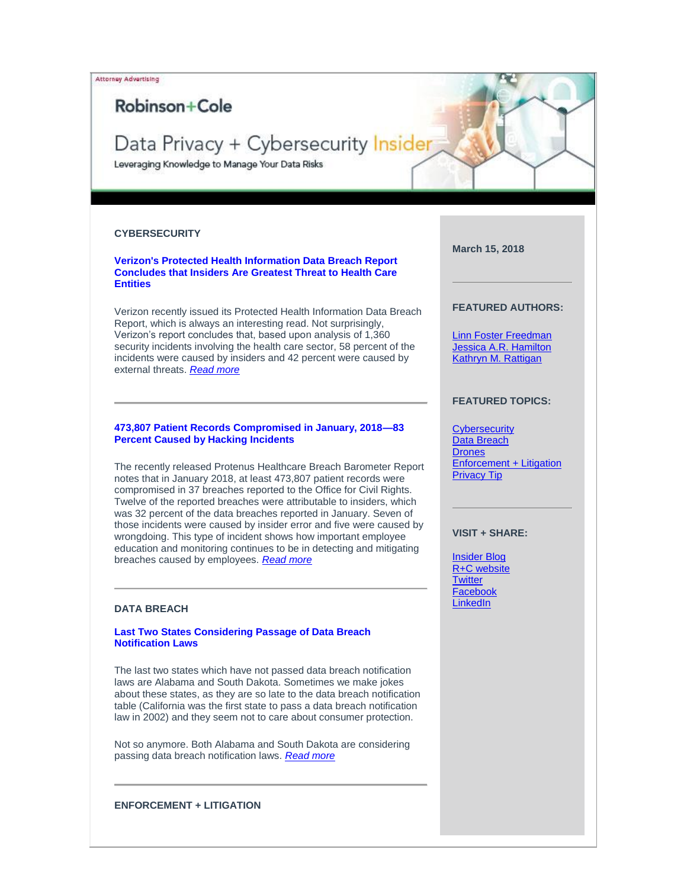Attorney Advertising

Robinson+Cole

# Data Privacy + Cybersecurity Insider

Leveraging Knowledge to Manage Your Data Risks

March 15, 2018

**FEATURED AUTHORS:**

Linn Foster Freedman
Jessica A.R. Hamilton
Kathryn M. Rattigan

**FEATURED TOPICS:**

Cybersecurity
Data Breach
Drones
Enforcement + Litigation
Privacy Tip

**VISIT + SHARE:**

Insider Blog
R+C website
Twitter
Facebook
LinkedIn

## CYBERSECURITY

### Verizon's Protected Health Information Data Breach Report Concludes that Insiders Are Greatest Threat to Health Care Entities

Verizon recently issued its Protected Health Information Data Breach Report, which is always an interesting read. Not surprisingly, Verizon's report concludes that, based upon analysis of 1,360 security incidents involving the health care sector, 58 percent of the incidents were caused by insiders and 42 percent were caused by external threats. *Read more*

---

### 473,807 Patient Records Compromised in January, 2018—83 Percent Caused by Hacking Incidents

The recently released Protenus Healthcare Breach Barometer Report notes that in January 2018, at least 473,807 patient records were compromised in 37 breaches reported to the Office for Civil Rights. Twelve of the reported breaches were attributable to insiders, which was 32 percent of the data breaches reported in January. Seven of those incidents were caused by insider error and five were caused by wrongdoing. This type of incident shows how important employee education and monitoring continues to be in detecting and mitigating breaches caused by employees. *Read more*

---

## DATA BREACH

### Last Two States Considering Passage of Data Breach Notification Laws

The last two states which have not passed data breach notification laws are Alabama and South Dakota. Sometimes we make jokes about these states, as they are so late to the data breach notification table (California was the first state to pass a data breach notification law in 2002) and they seem not to care about consumer protection.

Not so anymore. Both Alabama and South Dakota are considering passing data breach notification laws. *Read more*

---

## ENFORCEMENT + LITIGATION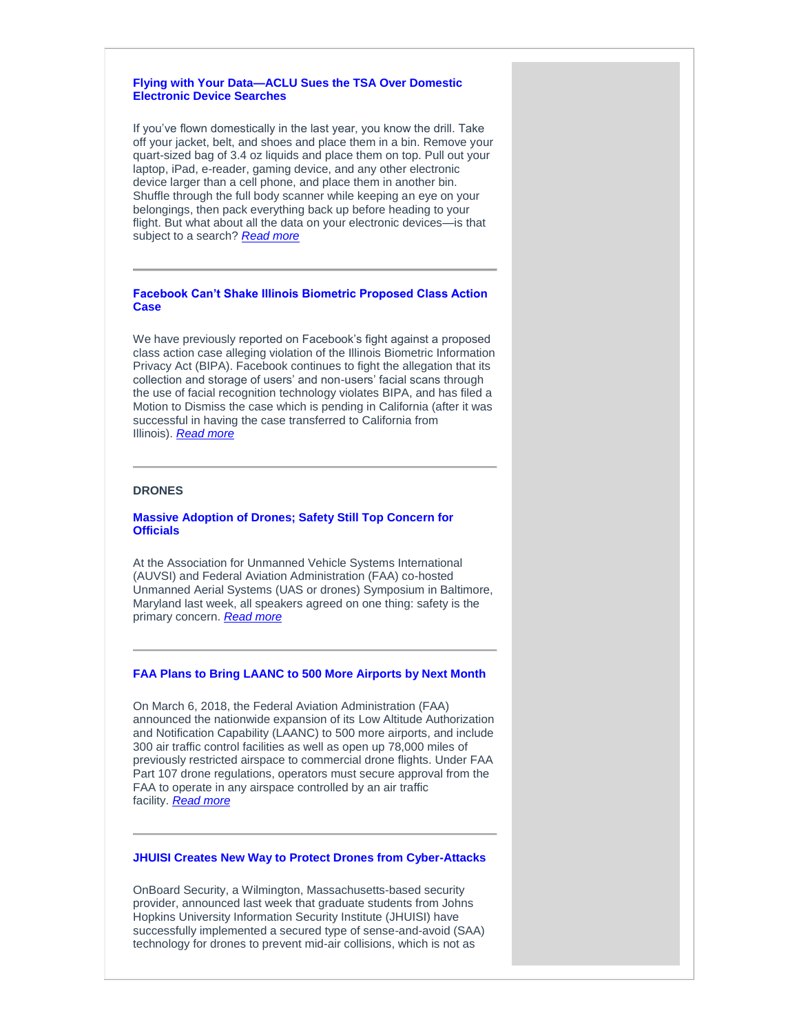### Flying with Your Data—ACLU Sues the TSA Over Domestic Electronic Device Searches

If you've flown domestically in the last year, you know the drill. Take off your jacket, belt, and shoes and place them in a bin. Remove your quart-sized bag of 3.4 oz liquids and place them on top. Pull out your laptop, iPad, e-reader, gaming device, and any other electronic device larger than a cell phone, and place them in another bin. Shuffle through the full body scanner while keeping an eye on your belongings, then pack everything back up before heading to your flight. But what about all the data on your electronic devices—is that subject to a search? *Read more*

---

### Facebook Can't Shake Illinois Biometric Proposed Class Action Case

We have previously reported on Facebook's fight against a proposed class action case alleging violation of the Illinois Biometric Information Privacy Act (BIPA). Facebook continues to fight the allegation that its collection and storage of users' and non-users' facial scans through the use of facial recognition technology violates BIPA, and has filed a Motion to Dismiss the case which is pending in California (after it was successful in having the case transferred to California from Illinois). *Read more*

---

## DRONES

### Massive Adoption of Drones; Safety Still Top Concern for Officials

At the Association for Unmanned Vehicle Systems International (AUVSI) and Federal Aviation Administration (FAA) co-hosted Unmanned Aerial Systems (UAS or drones) Symposium in Baltimore, Maryland last week, all speakers agreed on one thing: safety is the primary concern. *Read more*

---

### FAA Plans to Bring LAANC to 500 More Airports by Next Month

On March 6, 2018, the Federal Aviation Administration (FAA) announced the nationwide expansion of its Low Altitude Authorization and Notification Capability (LAANC) to 500 more airports, and include 300 air traffic control facilities as well as open up 78,000 miles of previously restricted airspace to commercial drone flights. Under FAA Part 107 drone regulations, operators must secure approval from the FAA to operate in any airspace controlled by an air traffic facility. *Read more*

---

### JHUISI Creates New Way to Protect Drones from Cyber-Attacks

OnBoard Security, a Wilmington, Massachusetts-based security provider, announced last week that graduate students from Johns Hopkins University Information Security Institute (JHUISI) have successfully implemented a secured type of sense-and-avoid (SAA) technology for drones to prevent mid-air collisions, which is not as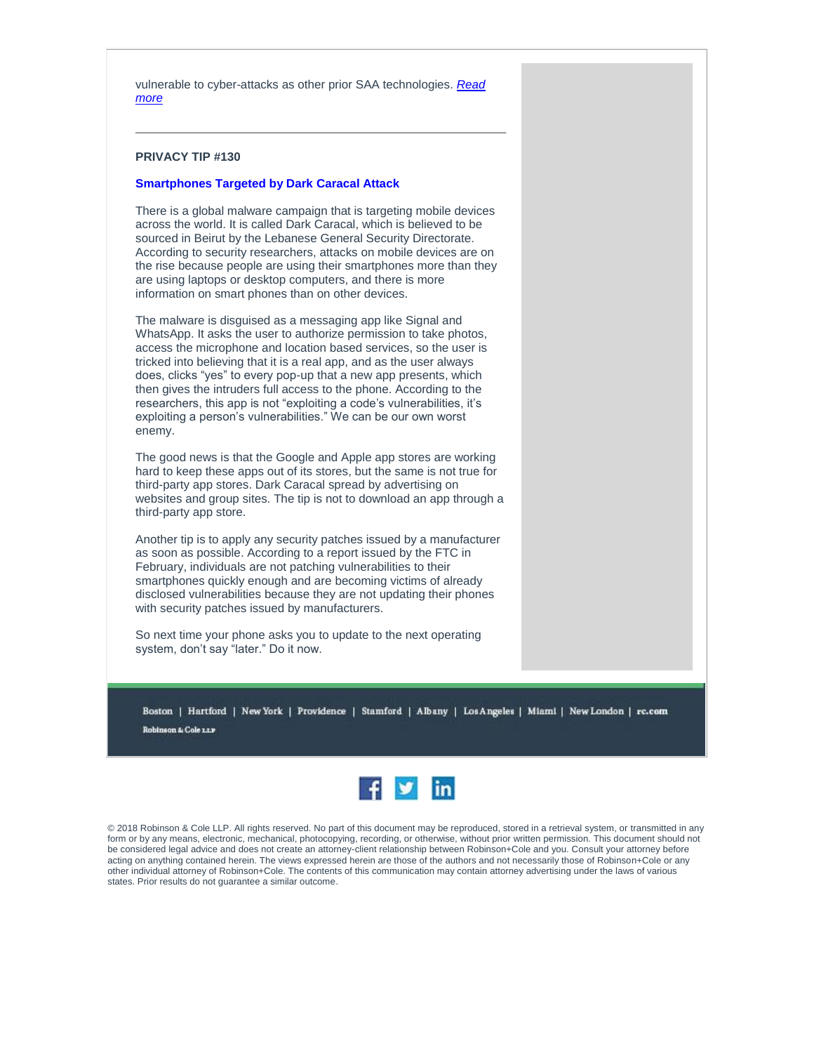vulnerable to cyber-attacks as other prior SAA technologies. [Read more]

---

**PRIVACY TIP #130**

**Smartphones Targeted by Dark Caracal Attack**

There is a global malware campaign that is targeting mobile devices across the world. It is called Dark Caracal, which is believed to be sourced in Beirut by the Lebanese General Security Directorate. According to security researchers, attacks on mobile devices are on the rise because people are using their smartphones more than they are using laptops or desktop computers, and there is more information on smart phones than on other devices.

The malware is disguised as a messaging app like Signal and WhatsApp. It asks the user to authorize permission to take photos, access the microphone and location based services, so the user is tricked into believing that it is a real app, and as the user always does, clicks "yes" to every pop-up that a new app presents, which then gives the intruders full access to the phone. According to the researchers, this app is not "exploiting a code's vulnerabilities, it's exploiting a person's vulnerabilities." We can be our own worst enemy.

The good news is that the Google and Apple app stores are working hard to keep these apps out of its stores, but the same is not true for third-party app stores. Dark Caracal spread by advertising on websites and group sites. The tip is not to download an app through a third-party app store.

Another tip is to apply any security patches issued by a manufacturer as soon as possible. According to a report issued by the FTC in February, individuals are not patching vulnerabilities to their smartphones quickly enough and are becoming victims of already disclosed vulnerabilities because they are not updating their phones with security patches issued by manufacturers.

So next time your phone asks you to update to the next operating system, don't say "later." Do it now.

Boston | Hartford | New York | Providence | Stamford | Albany | Los Angeles | Miami | New London | rc.com

Robinson & Cole LLP

© 2018 Robinson & Cole LLP. All rights reserved. No part of this document may be reproduced, stored in a retrieval system, or transmitted in any form or by any means, electronic, mechanical, photocopying, recording, or otherwise, without prior written permission. This document should not be considered legal advice and does not create an attorney-client relationship between Robinson+Cole and you. Consult your attorney before acting on anything contained herein. The views expressed herein are those of the authors and not necessarily those of Robinson+Cole or any other individual attorney of Robinson+Cole. The contents of this communication may contain attorney advertising under the laws of various states. Prior results do not guarantee a similar outcome.